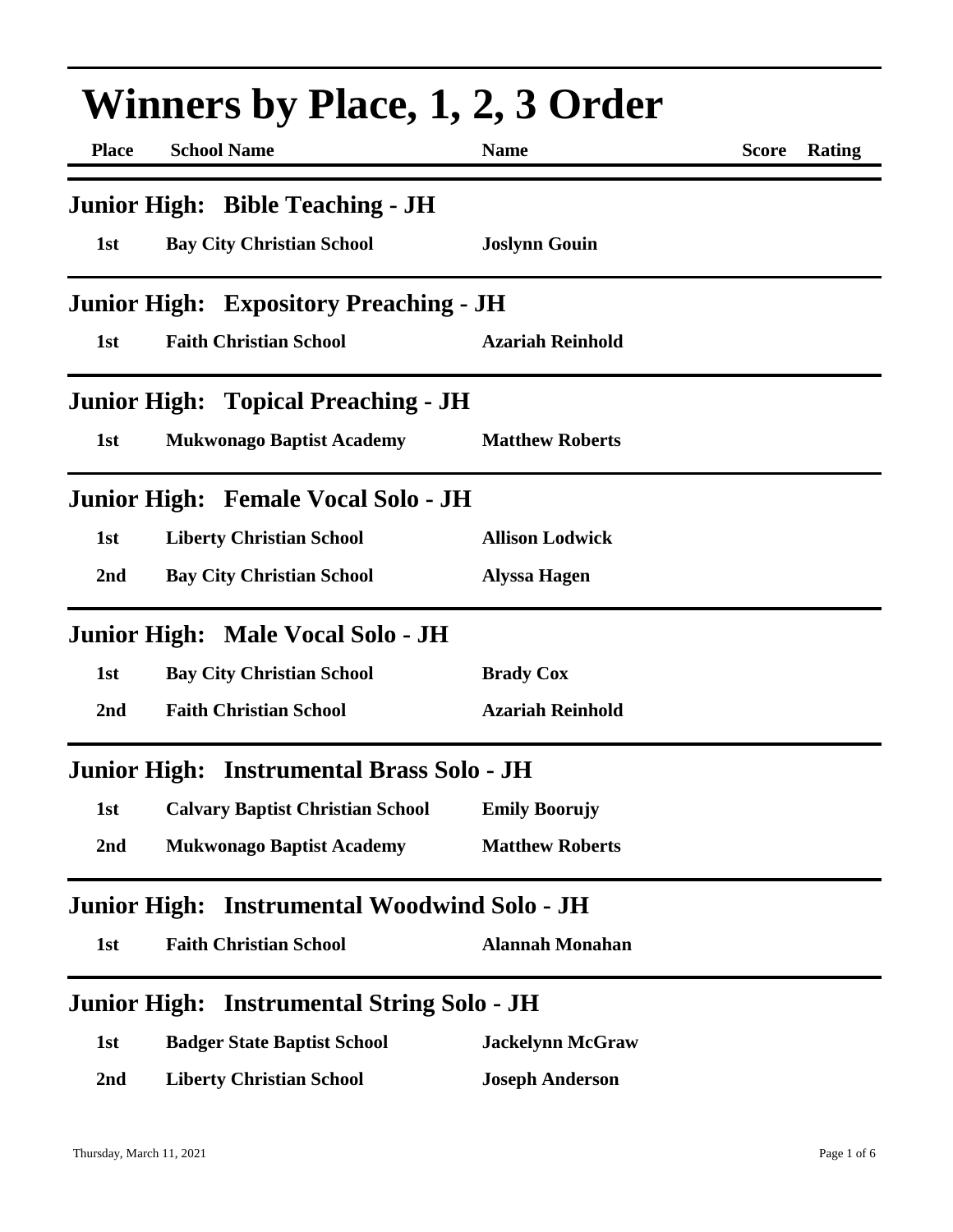# Winners by Place, 1, 2, 3 Order

| Place | School Name | Name | Score | Rating |
|---|---|---|---|---|

## Junior High: Bible Teaching - JH

| Place | School Name | Name | Score | Rating |
|---|---|---|---|---|
| 1st | Bay City Christian School | Joslynn Gouin | | |

## Junior High: Expository Preaching - JH

| Place | School Name | Name | Score | Rating |
|---|---|---|---|---|
| 1st | Faith Christian School | Azariah Reinhold | | |

## Junior High: Topical Preaching - JH

| Place | School Name | Name | Score | Rating |
|---|---|---|---|---|
| 1st | Mukwonago Baptist Academy | Matthew Roberts | | |

## Junior High: Female Vocal Solo - JH

| Place | School Name | Name | Score | Rating |
|---|---|---|---|---|
| 1st | Liberty Christian School | Allison Lodwick | | |
| 2nd | Bay City Christian School | Alyssa Hagen | | |

## Junior High: Male Vocal Solo - JH

| Place | School Name | Name | Score | Rating |
|---|---|---|---|---|
| 1st | Bay City Christian School | Brady Cox | | |
| 2nd | Faith Christian School | Azariah Reinhold | | |

## Junior High: Instrumental Brass Solo - JH

| Place | School Name | Name | Score | Rating |
|---|---|---|---|---|
| 1st | Calvary Baptist Christian School | Emily Boorujy | | |
| 2nd | Mukwonago Baptist Academy | Matthew Roberts | | |

## Junior High: Instrumental Woodwind Solo - JH

| Place | School Name | Name | Score | Rating |
|---|---|---|---|---|
| 1st | Faith Christian School | Alannah Monahan | | |

## Junior High: Instrumental String Solo - JH

| Place | School Name | Name | Score | Rating |
|---|---|---|---|---|
| 1st | Badger State Baptist School | Jackelynn McGraw | | |
| 2nd | Liberty Christian School | Joseph Anderson | | |

Thursday, March 11, 2021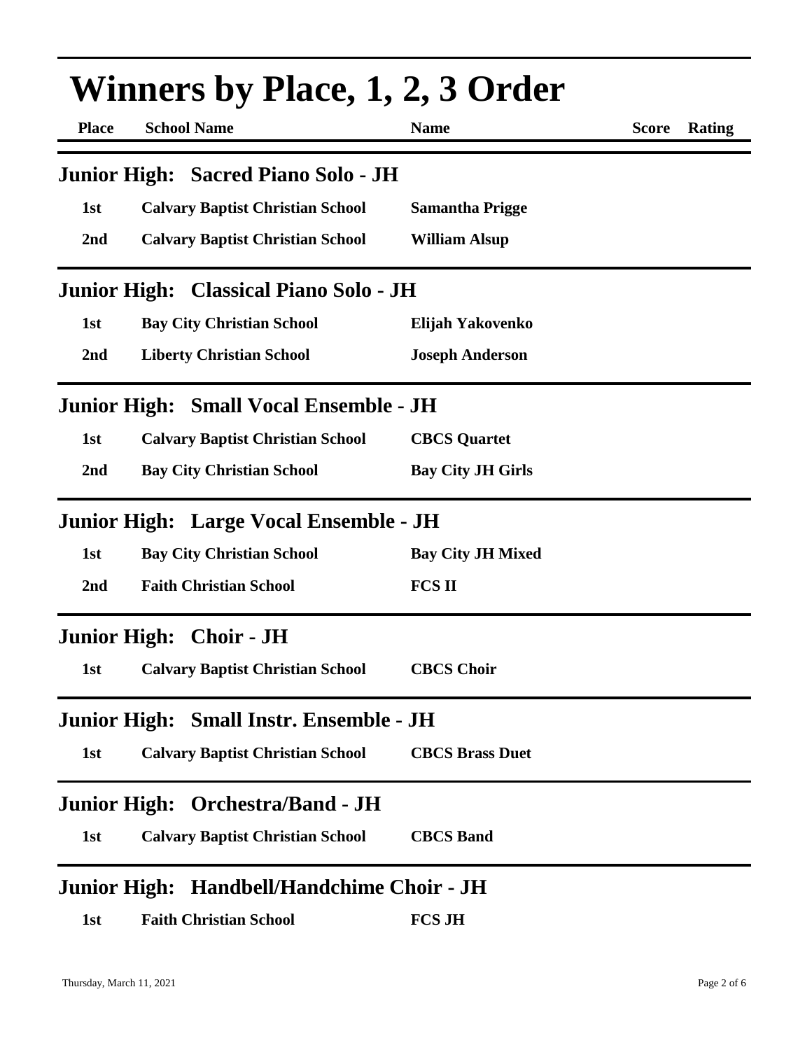# Winners by Place, 1, 2, 3 Order

| Place | School Name | Name | Score | Rating |
|---|---|---|---|---|

## Junior High: Sacred Piano Solo - JH

| Place | School Name | Name | Score | Rating |
|---|---|---|---|---|
| 1st | Calvary Baptist Christian School | Samantha Prigge | | |
| 2nd | Calvary Baptist Christian School | William Alsup | | |

## Junior High: Classical Piano Solo - JH

| Place | School Name | Name | Score | Rating |
|---|---|---|---|---|
| 1st | Bay City Christian School | Elijah Yakovenko | | |
| 2nd | Liberty Christian School | Joseph Anderson | | |

## Junior High: Small Vocal Ensemble - JH

| Place | School Name | Name | Score | Rating |
|---|---|---|---|---|
| 1st | Calvary Baptist Christian School | CBCS Quartet | | |
| 2nd | Bay City Christian School | Bay City JH Girls | | |

## Junior High: Large Vocal Ensemble - JH

| Place | School Name | Name | Score | Rating |
|---|---|---|---|---|
| 1st | Bay City Christian School | Bay City JH Mixed | | |
| 2nd | Faith Christian School | FCS II | | |

## Junior High: Choir - JH

| Place | School Name | Name | Score | Rating |
|---|---|---|---|---|
| 1st | Calvary Baptist Christian School | CBCS Choir | | |

## Junior High: Small Instr. Ensemble - JH

| Place | School Name | Name | Score | Rating |
|---|---|---|---|---|
| 1st | Calvary Baptist Christian School | CBCS Brass Duet | | |

## Junior High: Orchestra/Band - JH

| Place | School Name | Name | Score | Rating |
|---|---|---|---|---|
| 1st | Calvary Baptist Christian School | CBCS Band | | |

## Junior High: Handbell/Handchime Choir - JH

| Place | School Name | Name | Score | Rating |
|---|---|---|---|---|
| 1st | Faith Christian School | FCS JH | | |

Thursday, March 11, 2021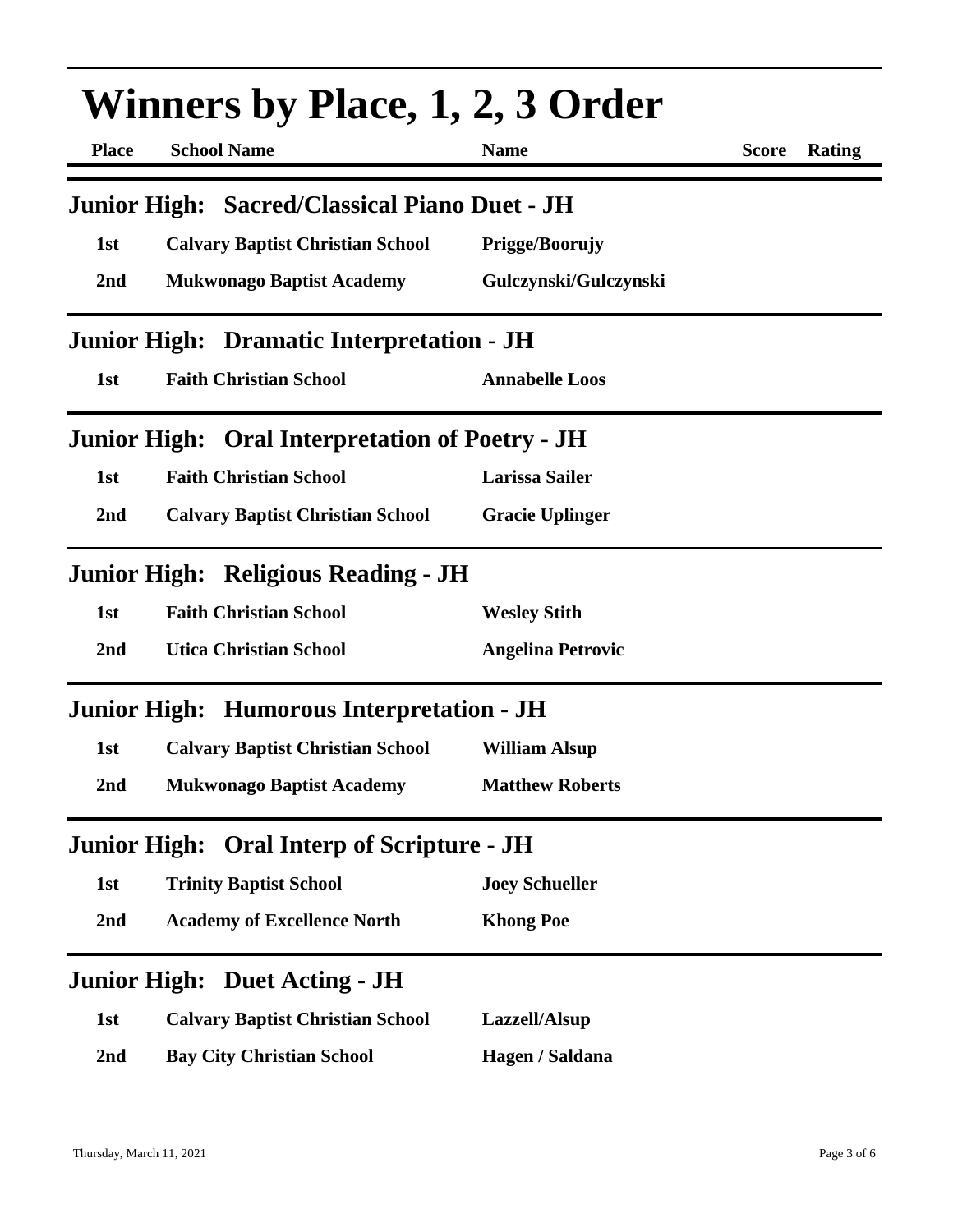# Winners by Place, 1, 2, 3 Order

| Place | School Name | Name | Score | Rating |
|---|---|---|---|---|

## Junior High: Sacred/Classical Piano Duet - JH

| Place | School Name | Name | Score | Rating |
|---|---|---|---|---|
| 1st | Calvary Baptist Christian School | Prigge/Boorujy | | |
| 2nd | Mukwonago Baptist Academy | Gulczynski/Gulczynski | | |

## Junior High: Dramatic Interpretation - JH

| Place | School Name | Name | Score | Rating |
|---|---|---|---|---|
| 1st | Faith Christian School | Annabelle Loos | | |

## Junior High: Oral Interpretation of Poetry - JH

| Place | School Name | Name | Score | Rating |
|---|---|---|---|---|
| 1st | Faith Christian School | Larissa Sailer | | |
| 2nd | Calvary Baptist Christian School | Gracie Uplinger | | |

## Junior High: Religious Reading - JH

| Place | School Name | Name | Score | Rating |
|---|---|---|---|---|
| 1st | Faith Christian School | Wesley Stith | | |
| 2nd | Utica Christian School | Angelina Petrovic | | |

## Junior High: Humorous Interpretation - JH

| Place | School Name | Name | Score | Rating |
|---|---|---|---|---|
| 1st | Calvary Baptist Christian School | William Alsup | | |
| 2nd | Mukwonago Baptist Academy | Matthew Roberts | | |

## Junior High: Oral Interp of Scripture - JH

| Place | School Name | Name | Score | Rating |
|---|---|---|---|---|
| 1st | Trinity Baptist School | Joey Schueller | | |
| 2nd | Academy of Excellence North | Khong Poe | | |

## Junior High: Duet Acting - JH

| Place | School Name | Name | Score | Rating |
|---|---|---|---|---|
| 1st | Calvary Baptist Christian School | Lazzell/Alsup | | |
| 2nd | Bay City Christian School | Hagen / Saldana | | |

Thursday, March 11, 2021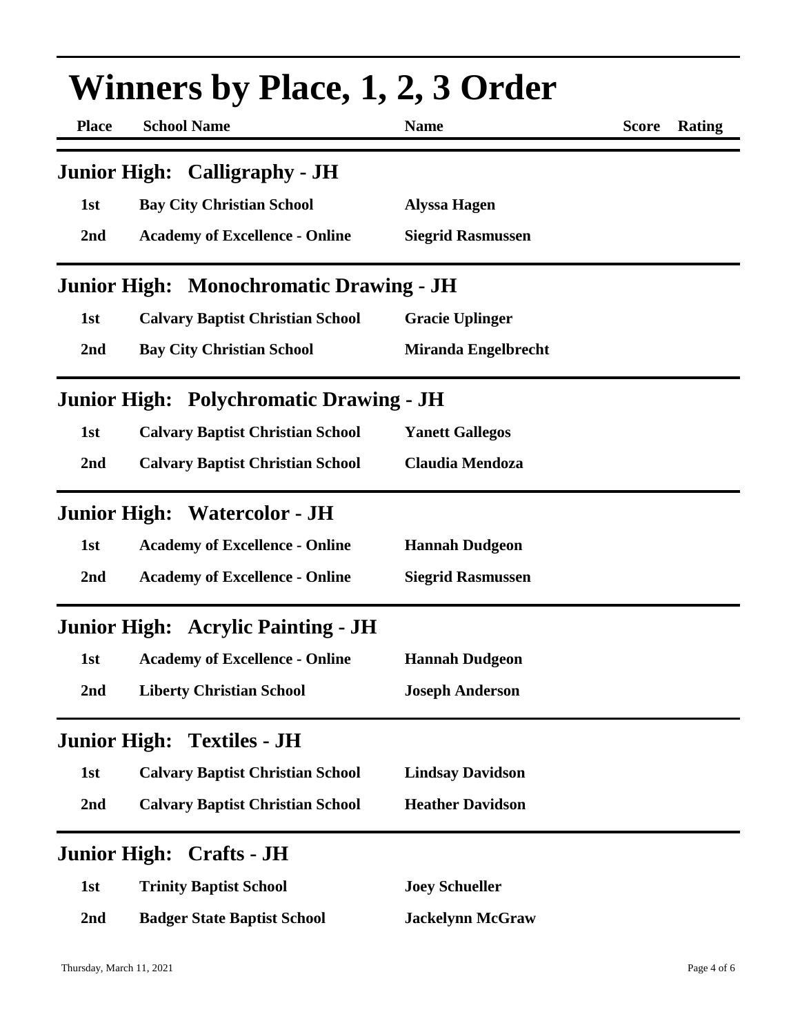# Winners by Place, 1, 2, 3 Order

| Place | School Name | Name | Score | Rating |
|---|---|---|---|---|

## Junior High: Calligraphy - JH

| Place | School Name | Name | Score | Rating |
|---|---|---|---|---|
| 1st | Bay City Christian School | Alyssa Hagen | | |
| 2nd | Academy of Excellence - Online | Siegrid Rasmussen | | |

## Junior High: Monochromatic Drawing - JH

| Place | School Name | Name | Score | Rating |
|---|---|---|---|---|
| 1st | Calvary Baptist Christian School | Gracie Uplinger | | |
| 2nd | Bay City Christian School | Miranda Engelbrecht | | |

## Junior High: Polychromatic Drawing - JH

| Place | School Name | Name | Score | Rating |
|---|---|---|---|---|
| 1st | Calvary Baptist Christian School | Yanett Gallegos | | |
| 2nd | Calvary Baptist Christian School | Claudia Mendoza | | |

## Junior High: Watercolor - JH

| Place | School Name | Name | Score | Rating |
|---|---|---|---|---|
| 1st | Academy of Excellence - Online | Hannah Dudgeon | | |
| 2nd | Academy of Excellence - Online | Siegrid Rasmussen | | |

## Junior High: Acrylic Painting - JH

| Place | School Name | Name | Score | Rating |
|---|---|---|---|---|
| 1st | Academy of Excellence - Online | Hannah Dudgeon | | |
| 2nd | Liberty Christian School | Joseph Anderson | | |

## Junior High: Textiles - JH

| Place | School Name | Name | Score | Rating |
|---|---|---|---|---|
| 1st | Calvary Baptist Christian School | Lindsay Davidson | | |
| 2nd | Calvary Baptist Christian School | Heather Davidson | | |

## Junior High: Crafts - JH

| Place | School Name | Name | Score | Rating |
|---|---|---|---|---|
| 1st | Trinity Baptist School | Joey Schueller | | |
| 2nd | Badger State Baptist School | Jackelynn McGraw | | |

Thursday, March 11, 2021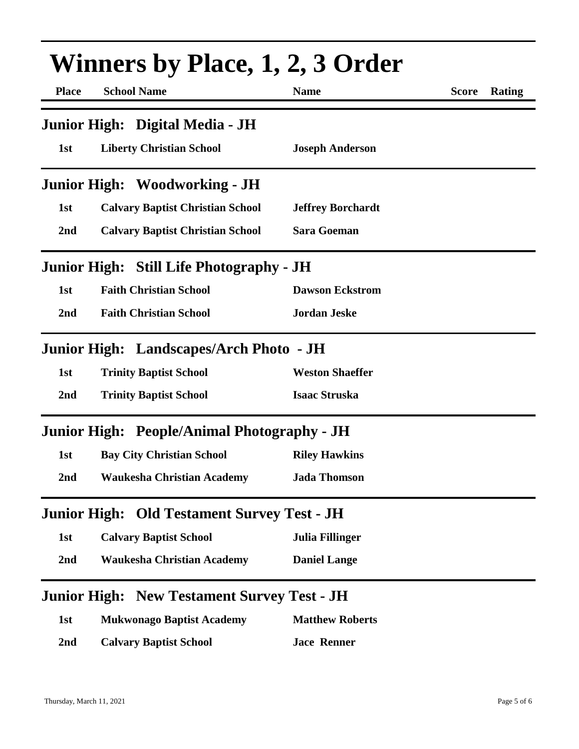# Winners by Place, 1, 2, 3 Order

| Place | School Name | Name | Score | Rating |
|---|---|---|---|---|

## Junior High: Digital Media - JH

| Place | School Name | Name | Score | Rating |
|---|---|---|---|---|
| 1st | Liberty Christian School | Joseph Anderson | | |

## Junior High: Woodworking - JH

| Place | School Name | Name | Score | Rating |
|---|---|---|---|---|
| 1st | Calvary Baptist Christian School | Jeffrey Borchardt | | |
| 2nd | Calvary Baptist Christian School | Sara Goeman | | |

## Junior High: Still Life Photography - JH

| Place | School Name | Name | Score | Rating |
|---|---|---|---|---|
| 1st | Faith Christian School | Dawson Eckstrom | | |
| 2nd | Faith Christian School | Jordan Jeske | | |

## Junior High: Landscapes/Arch Photo - JH

| Place | School Name | Name | Score | Rating |
|---|---|---|---|---|
| 1st | Trinity Baptist School | Weston Shaeffer | | |
| 2nd | Trinity Baptist School | Isaac Struska | | |

## Junior High: People/Animal Photography - JH

| Place | School Name | Name | Score | Rating |
|---|---|---|---|---|
| 1st | Bay City Christian School | Riley Hawkins | | |
| 2nd | Waukesha Christian Academy | Jada Thomson | | |

## Junior High: Old Testament Survey Test - JH

| Place | School Name | Name | Score | Rating |
|---|---|---|---|---|
| 1st | Calvary Baptist School | Julia Fillinger | | |
| 2nd | Waukesha Christian Academy | Daniel Lange | | |

## Junior High: New Testament Survey Test - JH

| Place | School Name | Name | Score | Rating |
|---|---|---|---|---|
| 1st | Mukwonago Baptist Academy | Matthew Roberts | | |
| 2nd | Calvary Baptist School | Jace Renner | | |

Thursday, March 11, 2021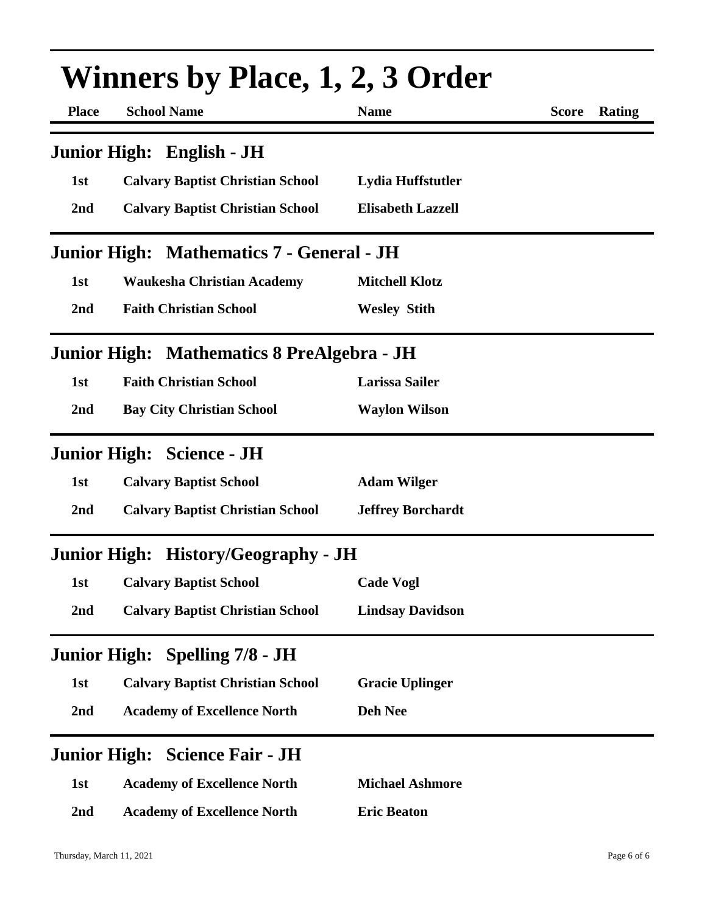# Winners by Place, 1, 2, 3 Order

## Junior High: English - JH

| Place | School Name | Name | Score | Rating |
|---|---|---|---|---|
| 1st | Calvary Baptist Christian School | Lydia Huffstutler | | |
| 2nd | Calvary Baptist Christian School | Elisabeth Lazzell | | |

## Junior High: Mathematics 7 - General - JH

| Place | School Name | Name | Score | Rating |
|---|---|---|---|---|
| 1st | Waukesha Christian Academy | Mitchell Klotz | | |
| 2nd | Faith Christian School | Wesley Stith | | |

## Junior High: Mathematics 8 PreAlgebra - JH

| Place | School Name | Name | Score | Rating |
|---|---|---|---|---|
| 1st | Faith Christian School | Larissa Sailer | | |
| 2nd | Bay City Christian School | Waylon Wilson | | |

## Junior High: Science - JH

| Place | School Name | Name | Score | Rating |
|---|---|---|---|---|
| 1st | Calvary Baptist School | Adam Wilger | | |
| 2nd | Calvary Baptist Christian School | Jeffrey Borchardt | | |

## Junior High: History/Geography - JH

| Place | School Name | Name | Score | Rating |
|---|---|---|---|---|
| 1st | Calvary Baptist School | Cade Vogl | | |
| 2nd | Calvary Baptist Christian School | Lindsay Davidson | | |

## Junior High: Spelling 7/8 - JH

| Place | School Name | Name | Score | Rating |
|---|---|---|---|---|
| 1st | Calvary Baptist Christian School | Gracie Uplinger | | |
| 2nd | Academy of Excellence North | Deh Nee | | |

## Junior High: Science Fair - JH

| Place | School Name | Name | Score | Rating |
|---|---|---|---|---|
| 1st | Academy of Excellence North | Michael Ashmore | | |
| 2nd | Academy of Excellence North | Eric Beaton | | |

Thursday, March 11, 2021